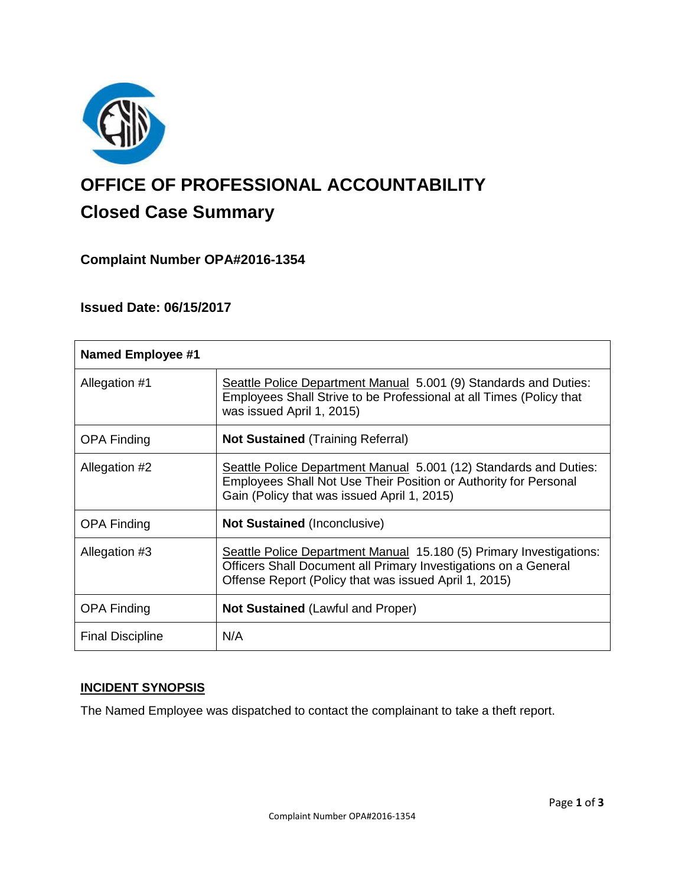# OFFICE OF PROFESSIONAL ACCOUNTABILITY

## Closed Case Summary

### Complaint Number OPA#2016-1354

### Issued Date: 06/15/2017

| **Named Employee #1** | |
|---|---|
| Allegation #1 | Seattle Police Department Manual 5.001 (9) Standards and Duties: Employees Shall Strive to be Professional at all Times (Policy that was issued April 1, 2015) |
| OPA Finding | **Not Sustained** (Training Referral) |
| Allegation #2 | Seattle Police Department Manual 5.001 (12) Standards and Duties: Employees Shall Not Use Their Position or Authority for Personal Gain (Policy that was issued April 1, 2015) |
| OPA Finding | **Not Sustained** (Inconclusive) |
| Allegation #3 | Seattle Police Department Manual 15.180 (5) Primary Investigations: Officers Shall Document all Primary Investigations on a General Offense Report (Policy that was issued April 1, 2015) |
| OPA Finding | **Not Sustained** (Lawful and Proper) |
| Final Discipline | N/A |

**INCIDENT SYNOPSIS**

The Named Employee was dispatched to contact the complainant to take a theft report.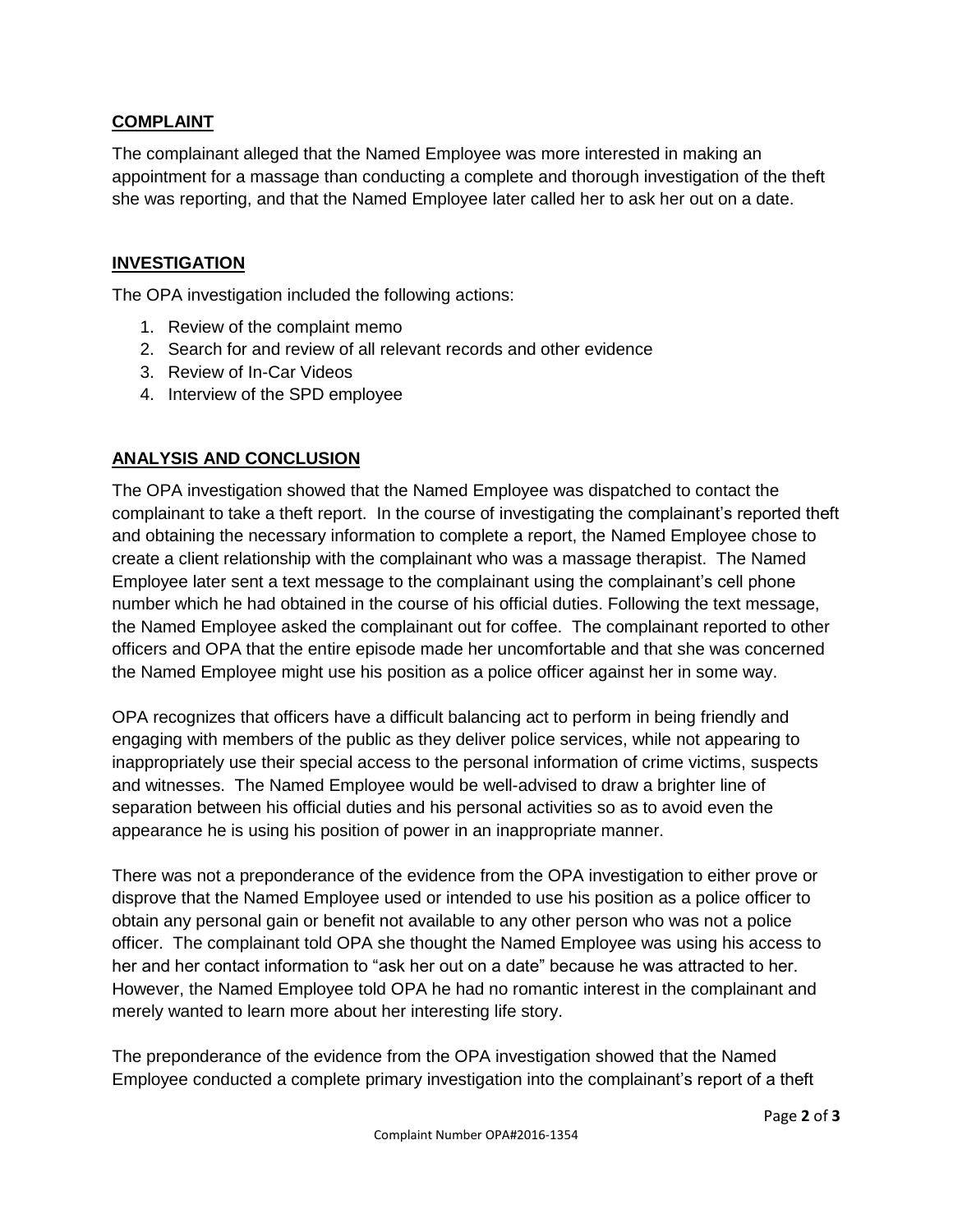## COMPLAINT

The complainant alleged that the Named Employee was more interested in making an appointment for a massage than conducting a complete and thorough investigation of the theft she was reporting, and that the Named Employee later called her to ask her out on a date.

## INVESTIGATION

The OPA investigation included the following actions:

1. Review of the complaint memo
2. Search for and review of all relevant records and other evidence
3. Review of In-Car Videos
4. Interview of the SPD employee

## ANALYSIS AND CONCLUSION

The OPA investigation showed that the Named Employee was dispatched to contact the complainant to take a theft report. In the course of investigating the complainant's reported theft and obtaining the necessary information to complete a report, the Named Employee chose to create a client relationship with the complainant who was a massage therapist. The Named Employee later sent a text message to the complainant using the complainant's cell phone number which he had obtained in the course of his official duties. Following the text message, the Named Employee asked the complainant out for coffee. The complainant reported to other officers and OPA that the entire episode made her uncomfortable and that she was concerned the Named Employee might use his position as a police officer against her in some way.

OPA recognizes that officers have a difficult balancing act to perform in being friendly and engaging with members of the public as they deliver police services, while not appearing to inappropriately use their special access to the personal information of crime victims, suspects and witnesses. The Named Employee would be well-advised to draw a brighter line of separation between his official duties and his personal activities so as to avoid even the appearance he is using his position of power in an inappropriate manner.

There was not a preponderance of the evidence from the OPA investigation to either prove or disprove that the Named Employee used or intended to use his position as a police officer to obtain any personal gain or benefit not available to any other person who was not a police officer. The complainant told OPA she thought the Named Employee was using his access to her and her contact information to "ask her out on a date" because he was attracted to her. However, the Named Employee told OPA he had no romantic interest in the complainant and merely wanted to learn more about her interesting life story.

The preponderance of the evidence from the OPA investigation showed that the Named Employee conducted a complete primary investigation into the complainant's report of a theft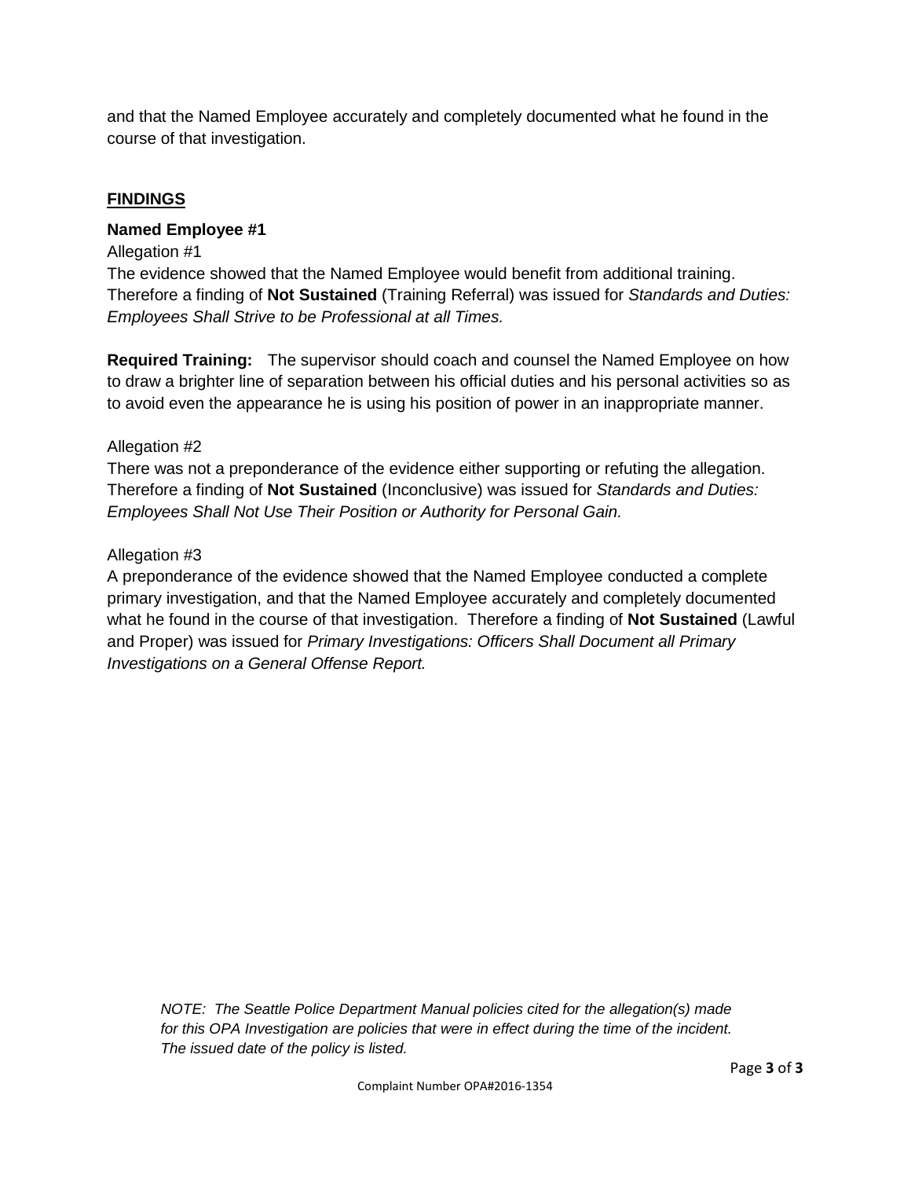and that the Named Employee accurately and completely documented what he found in the course of that investigation.

## FINDINGS

### Named Employee #1

Allegation #1

The evidence showed that the Named Employee would benefit from additional training. Therefore a finding of **Not Sustained** (Training Referral) was issued for *Standards and Duties: Employees Shall Strive to be Professional at all Times.*

**Required Training:** The supervisor should coach and counsel the Named Employee on how to draw a brighter line of separation between his official duties and his personal activities so as to avoid even the appearance he is using his position of power in an inappropriate manner.

Allegation #2

There was not a preponderance of the evidence either supporting or refuting the allegation. Therefore a finding of **Not Sustained** (Inconclusive) was issued for *Standards and Duties: Employees Shall Not Use Their Position or Authority for Personal Gain.*

Allegation #3

A preponderance of the evidence showed that the Named Employee conducted a complete primary investigation, and that the Named Employee accurately and completely documented what he found in the course of that investigation. Therefore a finding of **Not Sustained** (Lawful and Proper) was issued for *Primary Investigations: Officers Shall Document all Primary Investigations on a General Offense Report.*

*NOTE: The Seattle Police Department Manual policies cited for the allegation(s) made for this OPA Investigation are policies that were in effect during the time of the incident. The issued date of the policy is listed.*

Complaint Number OPA#2016-1354